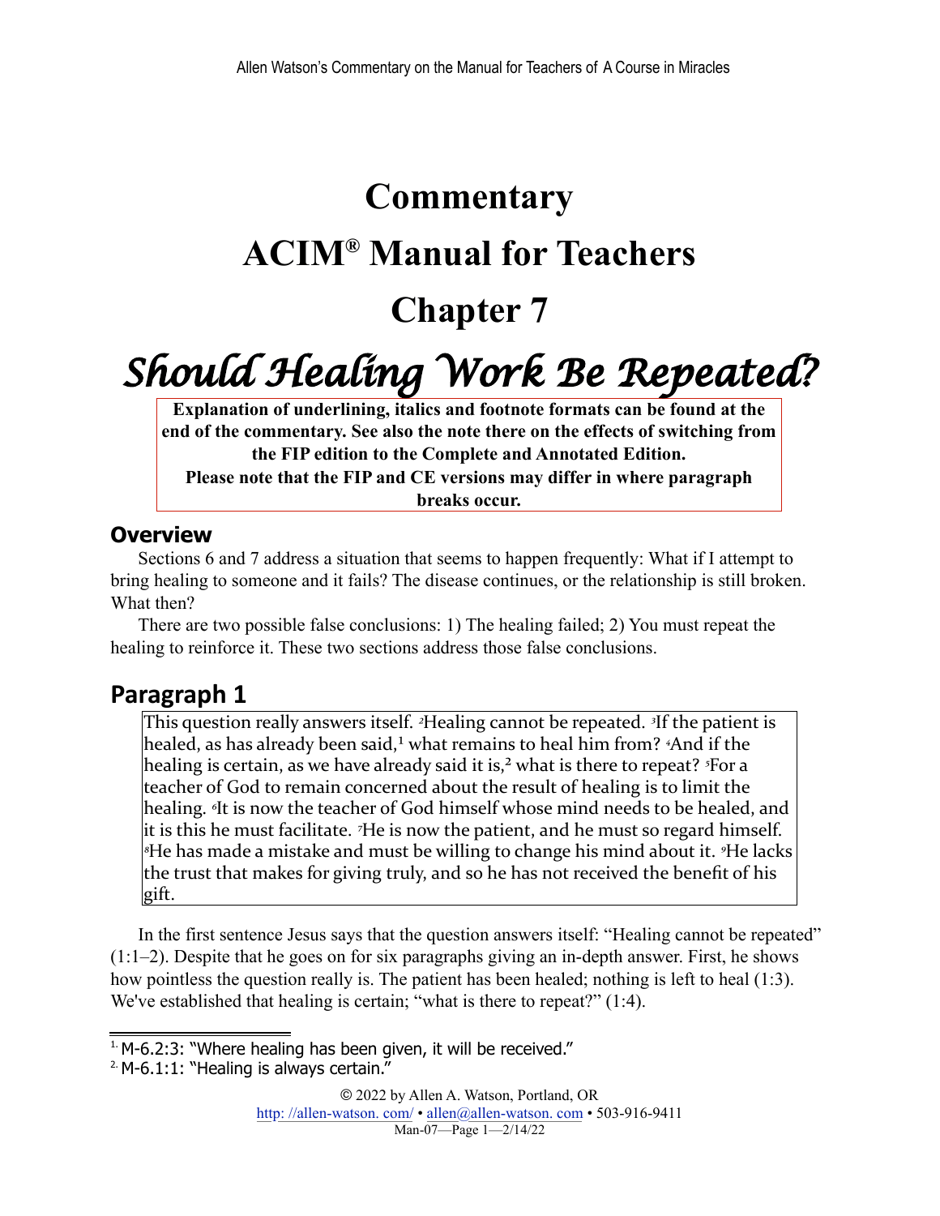# Commentary

# ACIM® Manual for Teachers

# Chapter 7

# *Should Healing Work Be Repeated?*

**Explanation of underlining, italics and footnote formats can be found at the end of the commentary. See also the note there on the effects of switching from the FIP edition to the Complete and Annotated Edition.**
**Please note that the FIP and CE versions may differ in where paragraph breaks occur.**

## Overview

Sections 6 and 7 address a situation that seems to happen frequently: What if I attempt to bring healing to someone and it fails? The disease continues, or the relationship is still broken. What then?

There are two possible false conclusions: 1) The healing failed; 2) You must repeat the healing to reinforce it. These two sections address those false conclusions.

## Paragraph 1

> This question really answers itself. ²Healing cannot be repeated. ³If the patient is healed, as has already been said,[1] what remains to heal him from? ⁴And if the healing is certain, as we have already said it is,[2] what is there to repeat? ⁵For a teacher of God to remain concerned about the result of healing is to limit the healing. ⁶It is now the teacher of God himself whose mind needs to be healed, and it is this he must facilitate. ⁷He is now the patient, and he must so regard himself. ⁸He has made a mistake and must be willing to change his mind about it. ⁹He lacks the trust that makes for giving truly, and so he has not received the benefit of his gift.

In the first sentence Jesus says that the question answers itself: "Healing cannot be repeated" (1:1–2). Despite that he goes on for six paragraphs giving an in-depth answer. First, he shows how pointless the question really is. The patient has been healed; nothing is left to heal (1:3). We've established that healing is certain; "what is there to repeat?" (1:4).

---

[1] M-6.2:3: "Where healing has been given, it will be received."

[2] M-6.1:1: "Healing is always certain."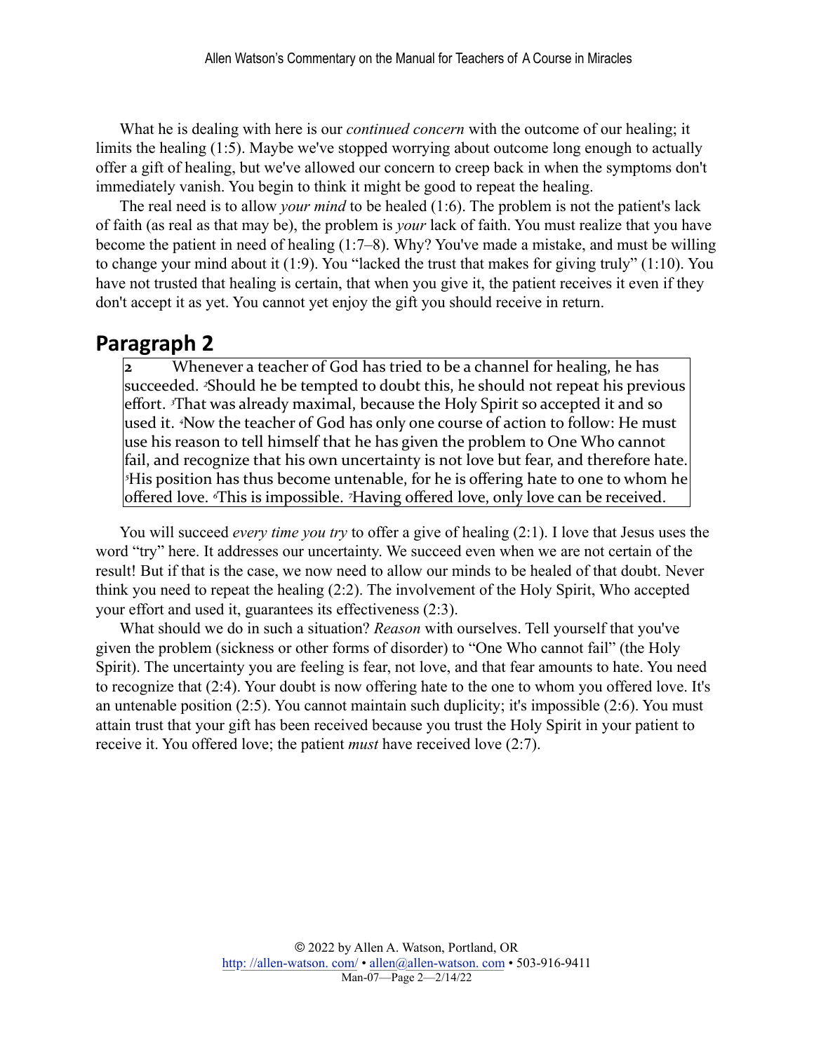What he is dealing with here is our *continued concern* with the outcome of our healing; it limits the healing (1:5). Maybe we've stopped worrying about outcome long enough to actually offer a gift of healing, but we've allowed our concern to creep back in when the symptoms don't immediately vanish. You begin to think it might be good to repeat the healing.

The real need is to allow *your mind* to be healed (1:6). The problem is not the patient's lack of faith (as real as that may be), the problem is *your* lack of faith. You must realize that you have become the patient in need of healing (1:7–8). Why? You've made a mistake, and must be willing to change your mind about it (1:9). You "lacked the trust that makes for giving truly" (1:10). You have not trusted that healing is certain, that when you give it, the patient receives it even if they don't accept it as yet. You cannot yet enjoy the gift you should receive in return.

## Paragraph 2

> **2** Whenever a teacher of God has tried to be a channel for healing, he has succeeded. [2]Should he be tempted to doubt this, he should not repeat his previous effort. [3]That was already maximal, because the Holy Spirit so accepted it and so used it. [4]Now the teacher of God has only one course of action to follow: He must use his reason to tell himself that he has given the problem to One Who cannot fail, and recognize that his own uncertainty is not love but fear, and therefore hate. [5]His position has thus become untenable, for he is offering hate to one to whom he offered love. [6]This is impossible. [7]Having offered love, only love can be received.

You will succeed *every time you try* to offer a give of healing (2:1). I love that Jesus uses the word "try" here. It addresses our uncertainty. We succeed even when we are not certain of the result! But if that is the case, we now need to allow our minds to be healed of that doubt. Never think you need to repeat the healing (2:2). The involvement of the Holy Spirit, Who accepted your effort and used it, guarantees its effectiveness (2:3).

What should we do in such a situation? *Reason* with ourselves. Tell yourself that you've given the problem (sickness or other forms of disorder) to "One Who cannot fail" (the Holy Spirit). The uncertainty you are feeling is fear, not love, and that fear amounts to hate. You need to recognize that (2:4). Your doubt is now offering hate to the one to whom you offered love. It's an untenable position (2:5). You cannot maintain such duplicity; it's impossible (2:6). You must attain trust that your gift has been received because you trust the Holy Spirit in your patient to receive it. You offered love; the patient *must* have received love (2:7).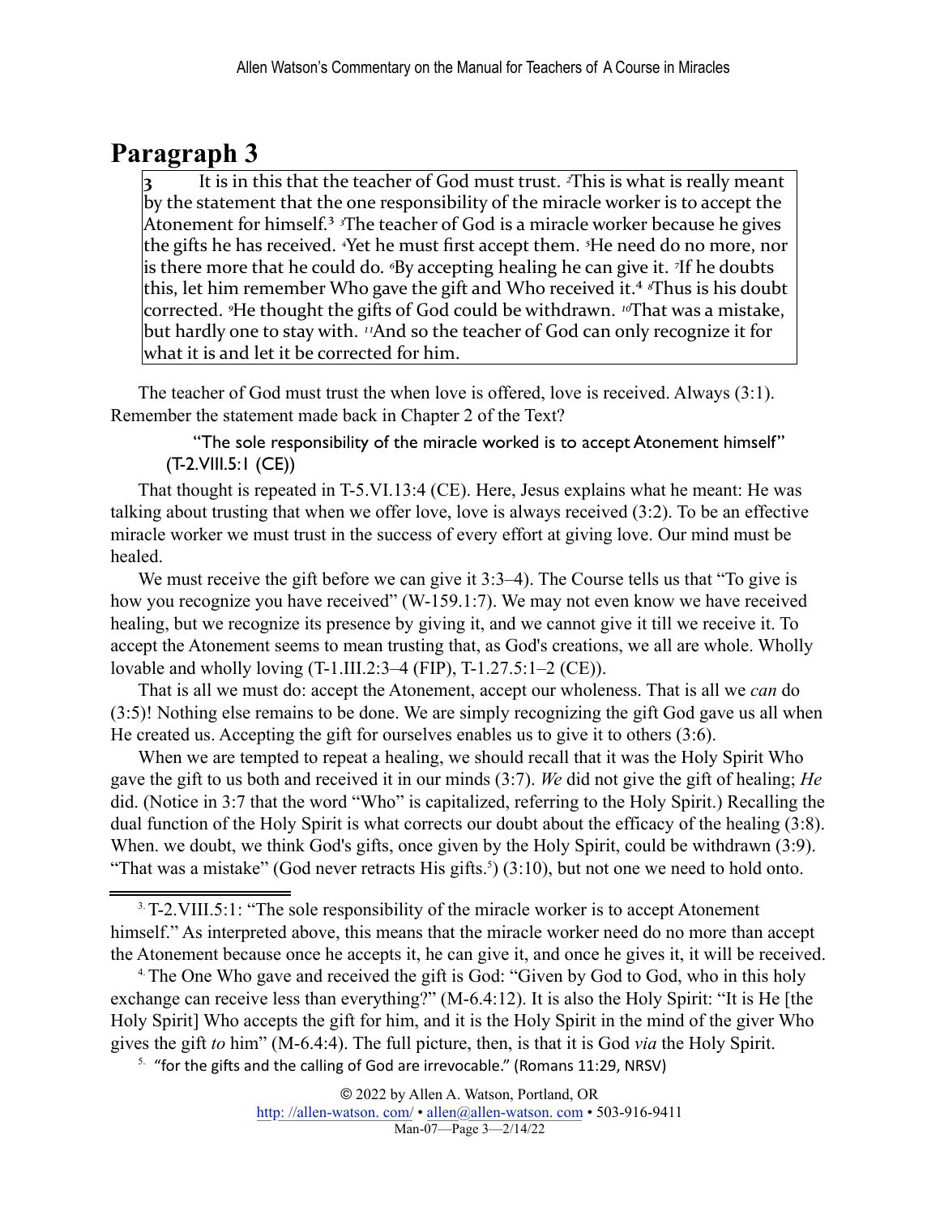## Paragraph 3

> **3** It is in this that the teacher of God must trust. [2]This is what is really meant by the statement that the one responsibility of the miracle worker is to accept the Atonement for himself.[3] [3]The teacher of God is a miracle worker because he gives the gifts he has received. [4]Yet he must first accept them. [5]He need do no more, nor is there more that he could do. [6]By accepting healing he can give it. [7]If he doubts this, let him remember Who gave the gift and Who received it.[4] [8]Thus is his doubt corrected. [9]He thought the gifts of God could be withdrawn. [10]That was a mistake, but hardly one to stay with. [11]And so the teacher of God can only recognize it for what it is and let it be corrected for him.

The teacher of God must trust the when love is offered, love is received. Always (3:1). Remember the statement made back in Chapter 2 of the Text?

> "The sole responsibility of the miracle worked is to accept Atonement himself" (T-2.VIII.5:1 (CE))

That thought is repeated in T-5.VI.13:4 (CE). Here, Jesus explains what he meant: He was talking about trusting that when we offer love, love is always received (3:2). To be an effective miracle worker we must trust in the success of every effort at giving love. Our mind must be healed.

We must receive the gift before we can give it 3:3–4). The Course tells us that "To give is how you recognize you have received" (W-159.1:7). We may not even know we have received healing, but we recognize its presence by giving it, and we cannot give it till we receive it. To accept the Atonement seems to mean trusting that, as God's creations, we all are whole. Wholly lovable and wholly loving (T-1.III.2:3–4 (FIP), T-1.27.5:1–2 (CE)).

That is all we must do: accept the Atonement, accept our wholeness. That is all we *can* do (3:5)! Nothing else remains to be done. We are simply recognizing the gift God gave us all when He created us. Accepting the gift for ourselves enables us to give it to others (3:6).

When we are tempted to repeat a healing, we should recall that it was the Holy Spirit Who gave the gift to us both and received it in our minds (3:7). *We* did not give the gift of healing; *He* did. (Notice in 3:7 that the word "Who" is capitalized, referring to the Holy Spirit.) Recalling the dual function of the Holy Spirit is what corrects our doubt about the efficacy of the healing (3:8). When. we doubt, we think God's gifts, once given by the Holy Spirit, could be withdrawn (3:9). "That was a mistake" (God never retracts His gifts.[5]) (3:10), but not one we need to hold onto.

---

[3] T-2.VIII.5:1: "The sole responsibility of the miracle worker is to accept Atonement himself." As interpreted above, this means that the miracle worker need do no more than accept the Atonement because once he accepts it, he can give it, and once he gives it, it will be received.

[4] The One Who gave and received the gift is God: "Given by God to God, who in this holy exchange can receive less than everything?" (M-6.4:12). It is also the Holy Spirit: "It is He [the Holy Spirit] Who accepts the gift for him, and it is the Holy Spirit in the mind of the giver Who gives the gift *to* him" (M-6.4:4). The full picture, then, is that it is God *via* the Holy Spirit.

[5] "for the gifts and the calling of God are irrevocable." (Romans 11:29, NRSV)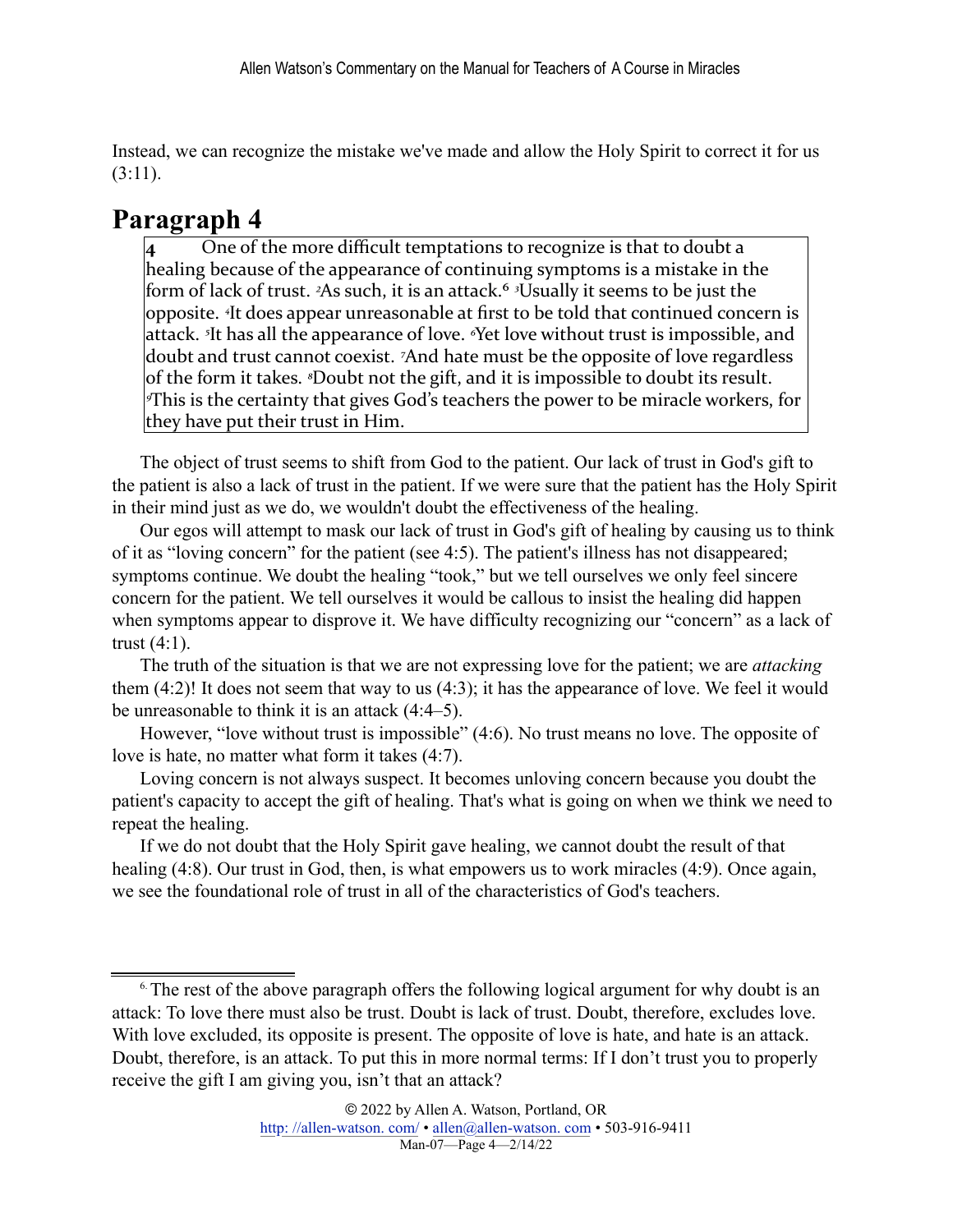Instead, we can recognize the mistake we've made and allow the Holy Spirit to correct it for us (3:11).

## Paragraph 4

> **4** One of the more difficult temptations to recognize is that to doubt a healing because of the appearance of continuing symptoms is a mistake in the form of lack of trust. [2]As such, it is an attack.[6] [3]Usually it seems to be just the opposite. [4]It does appear unreasonable at first to be told that continued concern is attack. [5]It has all the appearance of love. [6]Yet love without trust is impossible, and doubt and trust cannot coexist. [7]And hate must be the opposite of love regardless of the form it takes. [8]Doubt not the gift, and it is impossible to doubt its result. [9]This is the certainty that gives God's teachers the power to be miracle workers, for they have put their trust in Him.

The object of trust seems to shift from God to the patient. Our lack of trust in God's gift to the patient is also a lack of trust in the patient. If we were sure that the patient has the Holy Spirit in their mind just as we do, we wouldn't doubt the effectiveness of the healing.

Our egos will attempt to mask our lack of trust in God's gift of healing by causing us to think of it as "loving concern" for the patient (see 4:5). The patient's illness has not disappeared; symptoms continue. We doubt the healing "took," but we tell ourselves we only feel sincere concern for the patient. We tell ourselves it would be callous to insist the healing did happen when symptoms appear to disprove it. We have difficulty recognizing our "concern" as a lack of trust (4:1).

The truth of the situation is that we are not expressing love for the patient; we are *attacking* them (4:2)! It does not seem that way to us (4:3); it has the appearance of love. We feel it would be unreasonable to think it is an attack (4:4–5).

However, "love without trust is impossible" (4:6). No trust means no love. The opposite of love is hate, no matter what form it takes (4:7).

Loving concern is not always suspect. It becomes unloving concern because you doubt the patient's capacity to accept the gift of healing. That's what is going on when we think we need to repeat the healing.

If we do not doubt that the Holy Spirit gave healing, we cannot doubt the result of that healing (4:8). Our trust in God, then, is what empowers us to work miracles (4:9). Once again, we see the foundational role of trust in all of the characteristics of God's teachers.

---

[6] The rest of the above paragraph offers the following logical argument for why doubt is an attack: To love there must also be trust. Doubt is lack of trust. Doubt, therefore, excludes love. With love excluded, its opposite is present. The opposite of love is hate, and hate is an attack. Doubt, therefore, is an attack. To put this in more normal terms: If I don't trust you to properly receive the gift I am giving you, isn't that an attack?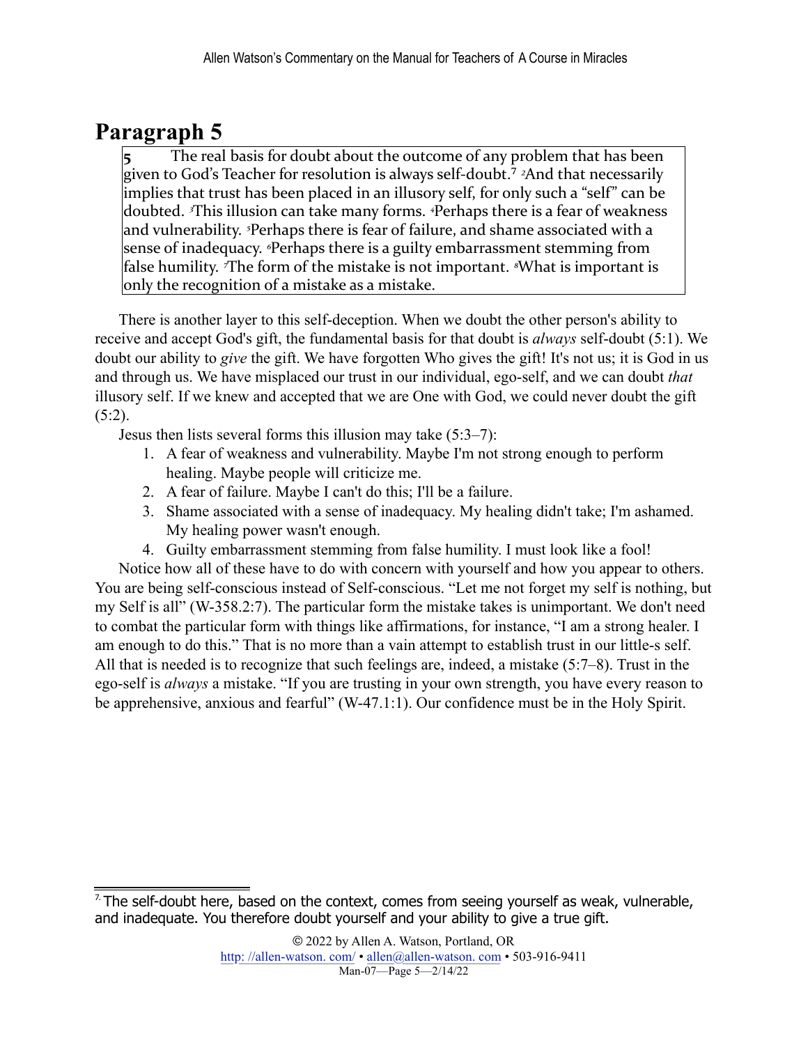## Paragraph 5

> **5** The real basis for doubt about the outcome of any problem that has been given to God's Teacher for resolution is always self-doubt.[7] [2]And that necessarily implies that trust has been placed in an illusory self, for only such a "self" can be doubted. [3]This illusion can take many forms. [4]Perhaps there is a fear of weakness and vulnerability. [5]Perhaps there is fear of failure, and shame associated with a sense of inadequacy. [6]Perhaps there is a guilty embarrassment stemming from false humility. [7]The form of the mistake is not important. [8]What is important is only the recognition of a mistake as a mistake.

There is another layer to this self-deception. When we doubt the other person's ability to receive and accept God's gift, the fundamental basis for that doubt is *always* self-doubt (5:1). We doubt our ability to *give* the gift. We have forgotten Who gives the gift! It's not us; it is God in us and through us. We have misplaced our trust in our individual, ego-self, and we can doubt *that* illusory self. If we knew and accepted that we are One with God, we could never doubt the gift (5:2).

Jesus then lists several forms this illusion may take (5:3–7):

1. A fear of weakness and vulnerability. Maybe I'm not strong enough to perform healing. Maybe people will criticize me.
2. A fear of failure. Maybe I can't do this; I'll be a failure.
3. Shame associated with a sense of inadequacy. My healing didn't take; I'm ashamed. My healing power wasn't enough.
4. Guilty embarrassment stemming from false humility. I must look like a fool!

Notice how all of these have to do with concern with yourself and how you appear to others. You are being self-conscious instead of Self-conscious. "Let me not forget my self is nothing, but my Self is all" (W-358.2:7). The particular form the mistake takes is unimportant. We don't need to combat the particular form with things like affirmations, for instance, "I am a strong healer. I am enough to do this." That is no more than a vain attempt to establish trust in our little-s self. All that is needed is to recognize that such feelings are, indeed, a mistake (5:7–8). Trust in the ego-self is *always* a mistake. "If you are trusting in your own strength, you have every reason to be apprehensive, anxious and fearful" (W-47.1:1). Our confidence must be in the Holy Spirit.

---

[7] The self-doubt here, based on the context, comes from seeing yourself as weak, vulnerable, and inadequate. You therefore doubt yourself and your ability to give a true gift.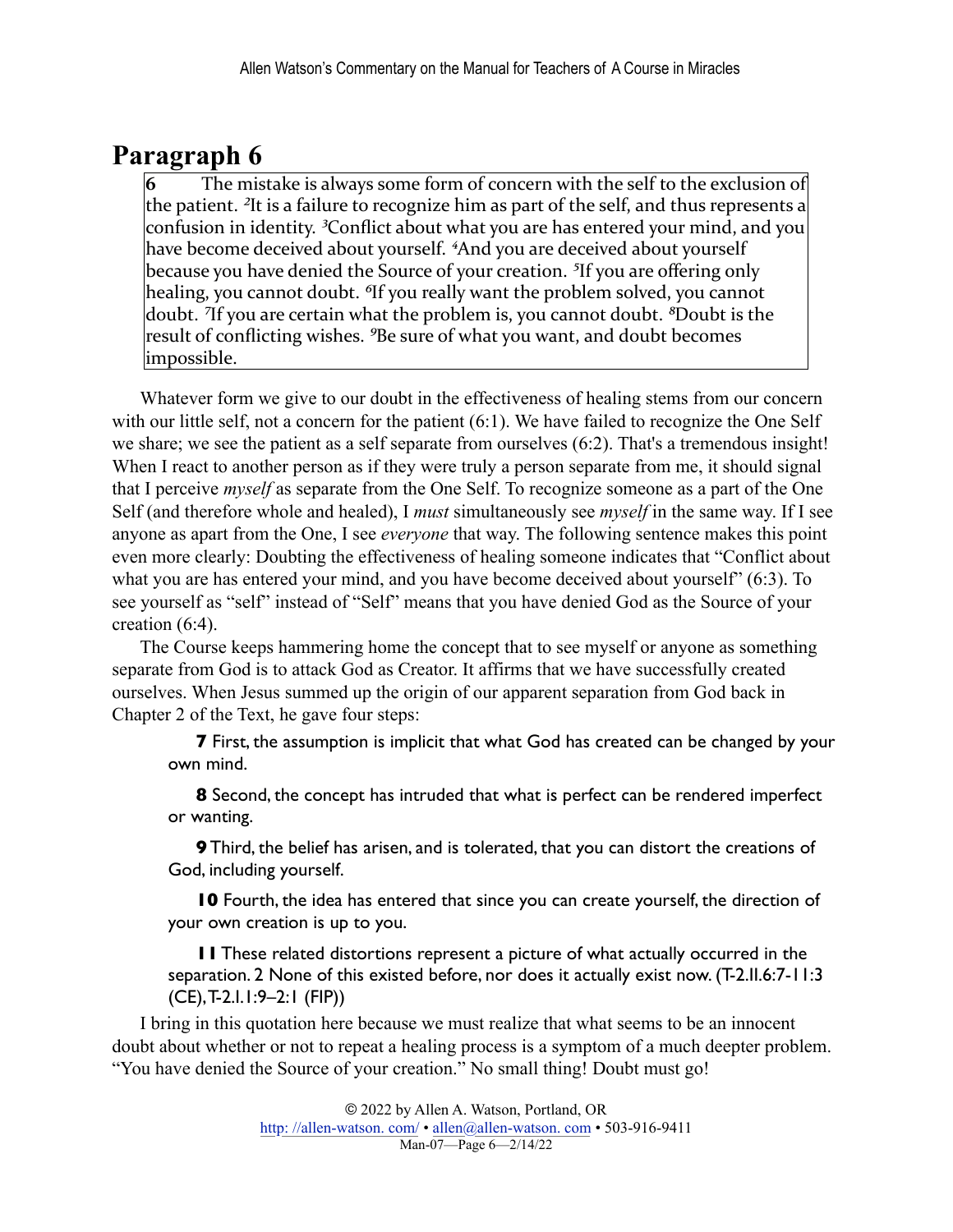## Paragraph 6

> **6** The mistake is always some form of concern with the self to the exclusion of the patient. [2]It is a failure to recognize him as part of the self, and thus represents a confusion in identity. [3]Conflict about what you are has entered your mind, and you have become deceived about yourself. [4]And you are deceived about yourself because you have denied the Source of your creation. [5]If you are offering only healing, you cannot doubt. [6]If you really want the problem solved, you cannot doubt. [7]If you are certain what the problem is, you cannot doubt. [8]Doubt is the result of conflicting wishes. [9]Be sure of what you want, and doubt becomes impossible.

Whatever form we give to our doubt in the effectiveness of healing stems from our concern with our little self, not a concern for the patient (6:1). We have failed to recognize the One Self we share; we see the patient as a self separate from ourselves (6:2). That's a tremendous insight! When I react to another person as if they were truly a person separate from me, it should signal that I perceive *myself* as separate from the One Self. To recognize someone as a part of the One Self (and therefore whole and healed), I *must* simultaneously see *myself* in the same way. If I see anyone as apart from the One, I see *everyone* that way. The following sentence makes this point even more clearly: Doubting the effectiveness of healing someone indicates that "Conflict about what you are has entered your mind, and you have become deceived about yourself" (6:3). To see yourself as "self" instead of "Self" means that you have denied God as the Source of your creation (6:4).

The Course keeps hammering home the concept that to see myself or anyone as something separate from God is to attack God as Creator. It affirms that we have successfully created ourselves. When Jesus summed up the origin of our apparent separation from God back in Chapter 2 of the Text, he gave four steps:

> **7** First, the assumption is implicit that what God has created can be changed by your own mind.
>
> **8** Second, the concept has intruded that what is perfect can be rendered imperfect or wanting.
>
> **9** Third, the belief has arisen, and is tolerated, that you can distort the creations of God, including yourself.
>
> **10** Fourth, the idea has entered that since you can create yourself, the direction of your own creation is up to you.
>
> **11** These related distortions represent a picture of what actually occurred in the separation. 2 None of this existed before, nor does it actually exist now. (T-2.II.6:7-11:3 (CE), T-2.I.1:9–2:1 (FIP))

I bring in this quotation here because we must realize that what seems to be an innocent doubt about whether or not to repeat a healing process is a symptom of a much deepter problem. "You have denied the Source of your creation." No small thing! Doubt must go!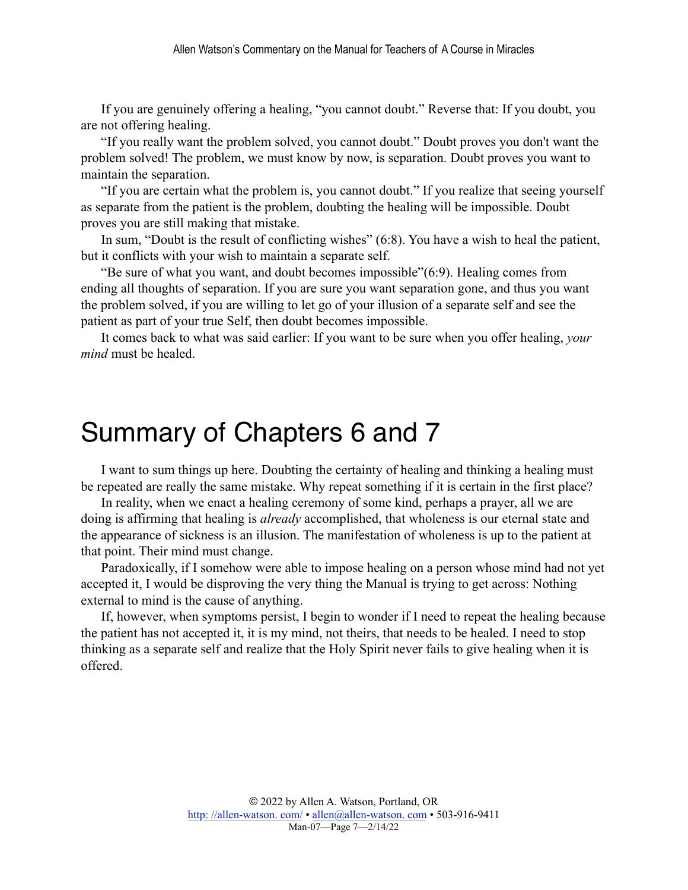If you are genuinely offering a healing, "you cannot doubt." Reverse that: If you doubt, you are not offering healing.

"If you really want the problem solved, you cannot doubt." Doubt proves you don't want the problem solved! The problem, we must know by now, is separation. Doubt proves you want to maintain the separation.

"If you are certain what the problem is, you cannot doubt." If you realize that seeing yourself as separate from the patient is the problem, doubting the healing will be impossible. Doubt proves you are still making that mistake.

In sum, "Doubt is the result of conflicting wishes" (6:8). You have a wish to heal the patient, but it conflicts with your wish to maintain a separate self.

"Be sure of what you want, and doubt becomes impossible"(6:9). Healing comes from ending all thoughts of separation. If you are sure you want separation gone, and thus you want the problem solved, if you are willing to let go of your illusion of a separate self and see the patient as part of your true Self, then doubt becomes impossible.

It comes back to what was said earlier: If you want to be sure when you offer healing, *your mind* must be healed.

# Summary of Chapters 6 and 7

I want to sum things up here. Doubting the certainty of healing and thinking a healing must be repeated are really the same mistake. Why repeat something if it is certain in the first place?

In reality, when we enact a healing ceremony of some kind, perhaps a prayer, all we are doing is affirming that healing is *already* accomplished, that wholeness is our eternal state and the appearance of sickness is an illusion. The manifestation of wholeness is up to the patient at that point. Their mind must change.

Paradoxically, if I somehow were able to impose healing on a person whose mind had not yet accepted it, I would be disproving the very thing the Manual is trying to get across: Nothing external to mind is the cause of anything.

If, however, when symptoms persist, I begin to wonder if I need to repeat the healing because the patient has not accepted it, it is my mind, not theirs, that needs to be healed. I need to stop thinking as a separate self and realize that the Holy Spirit never fails to give healing when it is offered.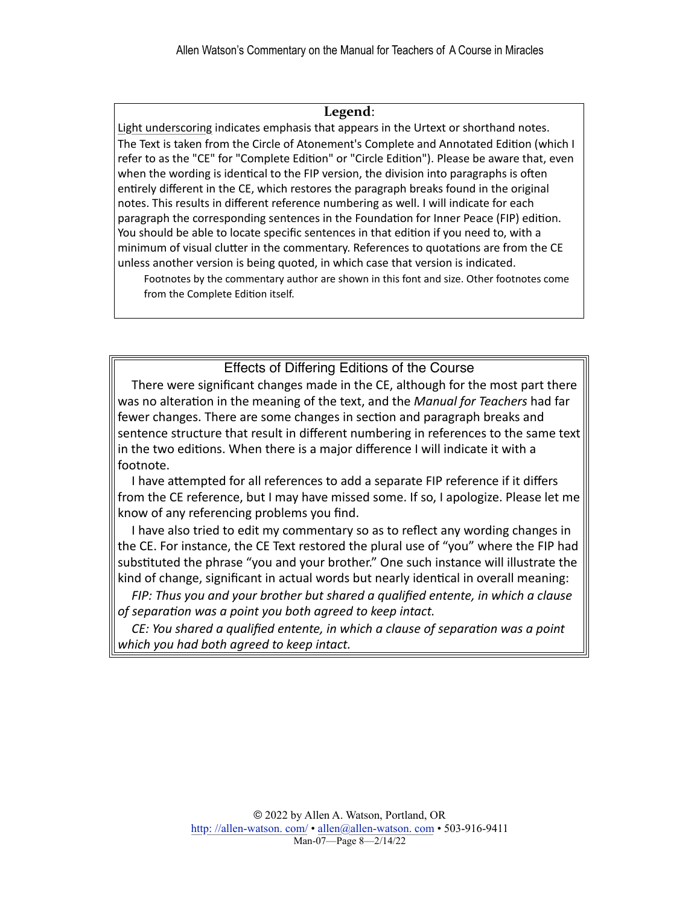**Legend**:

Light underscoring indicates emphasis that appears in the Urtext or shorthand notes. The Text is taken from the Circle of Atonement's Complete and Annotated Edition (which I refer to as the "CE" for "Complete Edition" or "Circle Edition"). Please be aware that, even when the wording is identical to the FIP version, the division into paragraphs is often entirely different in the CE, which restores the paragraph breaks found in the original notes. This results in different reference numbering as well. I will indicate for each paragraph the corresponding sentences in the Foundation for Inner Peace (FIP) edition. You should be able to locate specific sentences in that edition if you need to, with a minimum of visual clutter in the commentary. References to quotations are from the CE unless another version is being quoted, in which case that version is indicated.

Footnotes by the commentary author are shown in this font and size. Other footnotes come from the Complete Edition itself.

## Effects of Differing Editions of the Course

There were significant changes made in the CE, although for the most part there was no alteration in the meaning of the text, and the *Manual for Teachers* had far fewer changes. There are some changes in section and paragraph breaks and sentence structure that result in different numbering in references to the same text in the two editions. When there is a major difference I will indicate it with a footnote.

I have attempted for all references to add a separate FIP reference if it differs from the CE reference, but I may have missed some. If so, I apologize. Please let me know of any referencing problems you find.

I have also tried to edit my commentary so as to reflect any wording changes in the CE. For instance, the CE Text restored the plural use of "you" where the FIP had substituted the phrase "you and your brother." One such instance will illustrate the kind of change, significant in actual words but nearly identical in overall meaning:

*FIP: Thus you and your brother but shared a qualified entente, in which a clause of separation was a point you both agreed to keep intact.*

*CE: You shared a qualified entente, in which a clause of separation was a point which you had both agreed to keep intact.*